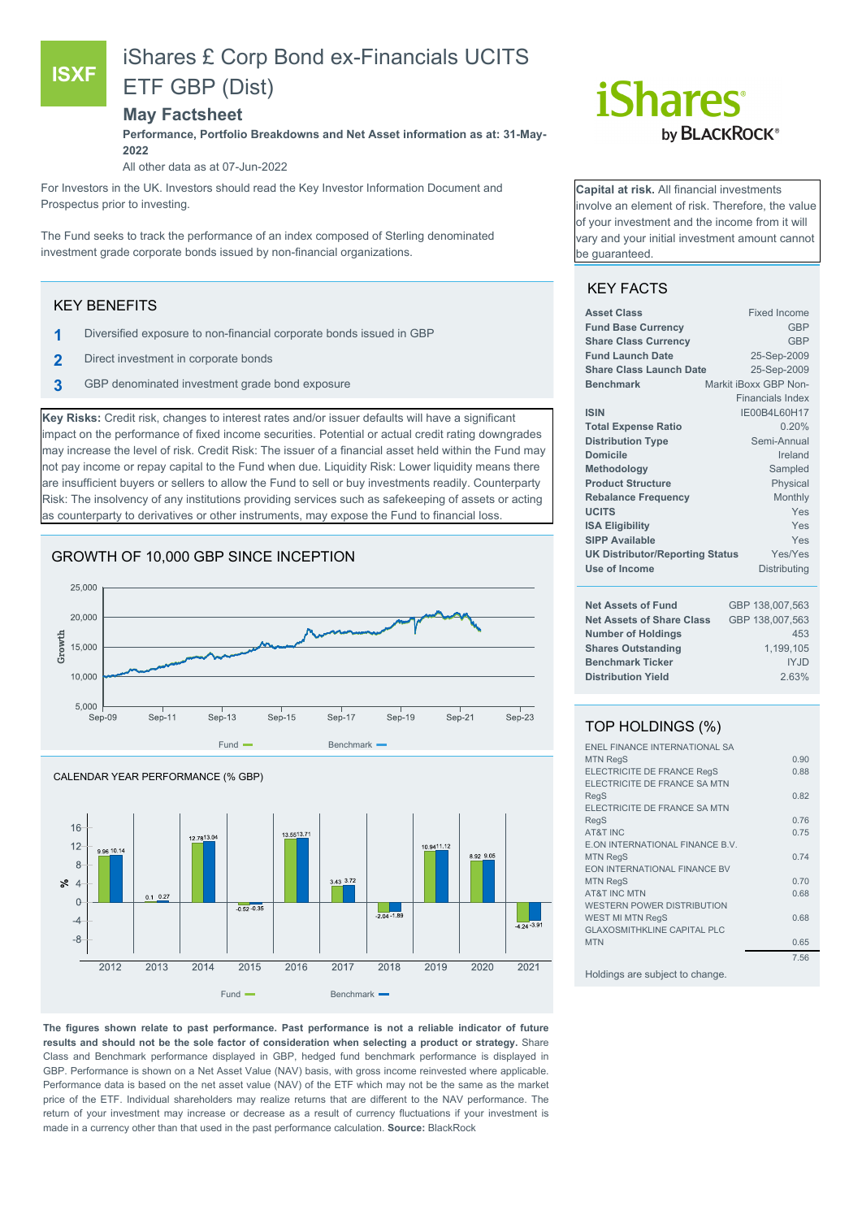# iShares £ Corp Bond ex-Financials UCITS ETF GBP (Dist)

ISXF

## May Factsheet

**Performance, Portfolio Breakdowns and Net Asset information as at: 31-May-2022**

All other data as at 07-Jun-2022

For Investors in the UK. Investors should read the Key Investor Information Document and Prospectus prior to investing.

The Fund seeks to track the performance of an index composed of Sterling denominated investment grade corporate bonds issued by non-financial organizations.

**Capital at risk.** All financial investments involve an element of risk. Therefore, the value of your investment and the income from it will vary and your initial investment amount cannot be guaranteed.

### KEY BENEFITS

1. Diversified exposure to non-financial corporate bonds issued in GBP
2. Direct investment in corporate bonds
3. GBP denominated investment grade bond exposure

**Key Risks:** Credit risk, changes to interest rates and/or issuer defaults will have a significant impact on the performance of fixed income securities. Potential or actual credit rating downgrades may increase the level of risk. Credit Risk: The issuer of a financial asset held within the Fund may not pay income or repay capital to the Fund when due. Liquidity Risk: Lower liquidity means there are insufficient buyers or sellers to allow the Fund to sell or buy investments readily. Counterparty Risk: The insolvency of any institutions providing services such as safekeeping of assets or acting as counterparty to derivatives or other instruments, may expose the Fund to financial loss.

### GROWTH OF 10,000 GBP SINCE INCEPTION

Fund / Benchmark

### CALENDAR YEAR PERFORMANCE (% GBP)

| | 2012 | 2013 | 2014 | 2015 | 2016 | 2017 | 2018 | 2019 | 2020 | 2021 |
|---|---|---|---|---|---|---|---|---|---|---|
| Fund | 9.96 | 0.1 | 12.78 | -0.52 | 13.55 | 3.43 | -2.04 | 10.94 | 8.92 | -4.24 |
| Benchmark | 10.14 | 0.27 | 13.04 | -0.35 | 13.71 | 3.72 | -1.89 | 11.12 | 9.05 | -3.91 |

**The figures shown relate to past performance. Past performance is not a reliable indicator of future results and should not be the sole factor of consideration when selecting a product or strategy.** Share Class and Benchmark performance displayed in GBP, hedged fund benchmark performance is displayed in GBP. Performance is shown on a Net Asset Value (NAV) basis, with gross income reinvested where applicable. Performance data is based on the net asset value (NAV) of the ETF which may not be the same as the market price of the ETF. Individual shareholders may realize returns that are different to the NAV performance. The return of your investment may increase or decrease as a result of currency fluctuations if your investment is made in a currency other than that used in the past performance calculation. **Source:** BlackRock

### KEY FACTS

| | |
|---|---|
| **Asset Class** | Fixed Income |
| **Fund Base Currency** | GBP |
| **Share Class Currency** | GBP |
| **Fund Launch Date** | 25-Sep-2009 |
| **Share Class Launch Date** | 25-Sep-2009 |
| **Benchmark** | Markit iBoxx GBP Non-Financials Index |
| **ISIN** | IE00B4L60H17 |
| **Total Expense Ratio** | 0.20% |
| **Distribution Type** | Semi-Annual |
| **Domicile** | Ireland |
| **Methodology** | Sampled |
| **Product Structure** | Physical |
| **Rebalance Frequency** | Monthly |
| **UCITS** | Yes |
| **ISA Eligibility** | Yes |
| **SIPP Available** | Yes |
| **UK Distributor/Reporting Status** | Yes/Yes |
| **Use of Income** | Distributing |

| | |
|---|---|
| **Net Assets of Fund** | GBP 138,007,563 |
| **Net Assets of Share Class** | GBP 138,007,563 |
| **Number of Holdings** | 453 |
| **Shares Outstanding** | 1,199,105 |
| **Benchmark Ticker** | IYJD |
| **Distribution Yield** | 2.63% |

### TOP HOLDINGS (%)

| | |
|---|---|
| ENEL FINANCE INTERNATIONAL SA MTN RegS | 0.90 |
| ELECTRICITE DE FRANCE RegS | 0.88 |
| ELECTRICITE DE FRANCE SA MTN RegS | 0.82 |
| ELECTRICITE DE FRANCE SA MTN RegS | 0.76 |
| AT&T INC | 0.75 |
| E.ON INTERNATIONAL FINANCE B.V. MTN RegS | 0.74 |
| EON INTERNATIONAL FINANCE BV MTN RegS | 0.70 |
| AT&T INC MTN | 0.68 |
| WESTERN POWER DISTRIBUTION WEST MI MTN RegS | 0.68 |
| GLAXOSMITHKLINE CAPITAL PLC MTN | 0.65 |
| | 7.56 |

Holdings are subject to change.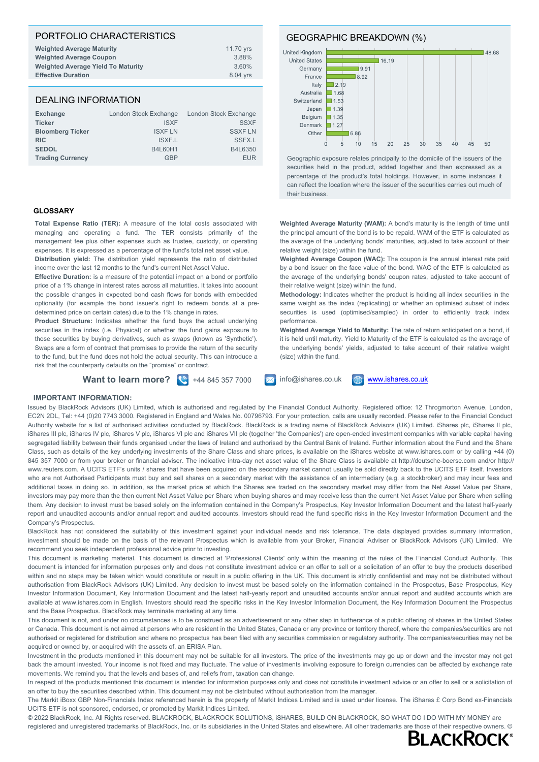## PORTFOLIO CHARACTERISTICS

| | |
|---|---|
| **Weighted Average Maturity** | 11.70 yrs |
| **Weighted Average Coupon** | 3.88% |
| **Weighted Average Yield To Maturity** | 3.60% |
| **Effective Duration** | 8.04 yrs |

## DEALING INFORMATION

| | | |
|---|---|---|
| **Exchange** | London Stock Exchange | London Stock Exchange |
| **Ticker** | ISXF | SSXF |
| **Bloomberg Ticker** | ISXF LN | SSXF LN |
| **RIC** | ISXF.L | SSFX.L |
| **SEDOL** | B4L60H1 | B4L6350 |
| **Trading Currency** | GBP | EUR |

## GEOGRAPHIC BREAKDOWN (%)

| Country | % |
|---|---|
| United Kingdom | 48.68 |
| United States | 16.19 |
| Germany | 9.91 |
| France | 8.92 |
| Italy | 2.19 |
| Australia | 1.68 |
| Switzerland | 1.53 |
| Japan | 1.39 |
| Belgium | 1.35 |
| Denmark | 1.27 |
| Other | 6.86 |

Geographic exposure relates principally to the domicile of the issuers of the securities held in the product, added together and then expressed as a percentage of the product's total holdings. However, in some instances it can reflect the location where the issuer of the securities carries out much of their business.

### GLOSSARY

**Total Expense Ratio (TER):** A measure of the total costs associated with managing and operating a fund. The TER consists primarily of the management fee plus other expenses such as trustee, custody, or operating expenses. It is expressed as a percentage of the fund's total net asset value.

**Distribution yield:** The distribution yield represents the ratio of distributed income over the last 12 months to the fund's current Net Asset Value.

**Effective Duration:** is a measure of the potential impact on a bond or portfolio price of a 1% change in interest rates across all maturities. It takes into account the possible changes in expected bond cash flows for bonds with embedded optionality (for example the bond issuer's right to redeem bonds at a pre-determined price on certain dates) due to the 1% change in rates.

**Product Structure:** Indicates whether the fund buys the actual underlying securities in the index (i.e. Physical) or whether the fund gains exposure to those securities by buying derivatives, such as swaps (known as 'Synthetic'). Swaps are a form of contract that promises to provide the return of the security to the fund, but the fund does not hold the actual security. This can introduce a risk that the counterparty defaults on the "promise" or contract.

**Weighted Average Maturity (WAM):** A bond's maturity is the length of time until the principal amount of the bond is to be repaid. WAM of the ETF is calculated as the average of the underlying bonds' maturities, adjusted to take account of their relative weight (size) within the fund.

**Weighted Average Coupon (WAC):** The coupon is the annual interest rate paid by a bond issuer on the face value of the bond. WAC of the ETF is calculated as the average of the underlying bonds' coupon rates, adjusted to take account of their relative weight (size) within the fund.

**Methodology:** Indicates whether the product is holding all index securities in the same weight as the index (replicating) or whether an optimised subset of index securities is used (optimised/sampled) in order to efficiently track index performance.

**Weighted Average Yield to Maturity:** The rate of return anticipated on a bond, if it is held until maturity. Yield to Maturity of the ETF is calculated as the average of the underlying bonds' yields, adjusted to take account of their relative weight (size) within the fund.

**Want to learn more?** +44 845 357 7000 info@ishares.co.uk www.ishares.co.uk

### IMPORTANT INFORMATION:

Issued by BlackRock Advisors (UK) Limited, which is authorised and regulated by the Financial Conduct Authority. Registered office: 12 Throgmorton Avenue, London, EC2N 2DL, Tel: +44 (0)20 7743 3000. Registered in England and Wales No. 00796793. For your protection, calls are usually recorded. Please refer to the Financial Conduct Authority website for a list of authorised activities conducted by BlackRock. BlackRock is a trading name of BlackRock Advisors (UK) Limited. iShares plc, iShares II plc, iShares III plc, iShares IV plc, iShares V plc, iShares VI plc and iShares VII plc (together 'the Companies') are open-ended investment companies with variable capital having segregated liability between their funds organised under the laws of Ireland and authorised by the Central Bank of Ireland. Further information about the Fund and the Share Class, such as details of the key underlying investments of the Share Class and share prices, is available on the iShares website at www.ishares.com or by calling +44 (0) 845 357 7000 or from your broker or financial adviser. The indicative intra-day net asset value of the Share Class is available at http://deutsche-boerse.com and/or http://www.reuters.com. A UCITS ETF's units / shares that have been acquired on the secondary market cannot usually be sold directly back to the UCITS ETF itself. Investors who are not Authorised Participants must buy and sell shares on a secondary market with the assistance of an intermediary (e.g. a stockbroker) and may incur fees and additional taxes in doing so. In addition, as the market price at which the Shares are traded on the secondary market may differ from the Net Asset Value per Share, investors may pay more than the then current Net Asset Value per Share when buying shares and may receive less than the current Net Asset Value per Share when selling them. Any decision to invest must be based solely on the information contained in the Company's Prospectus, Key Investor Information Document and the latest half-yearly report and unaudited accounts and/or annual report and audited accounts. Investors should read the fund specific risks in the Key Investor Information Document and the Company's Prospectus.

BlackRock has not considered the suitability of this investment against your individual needs and risk tolerance. The data displayed provides summary information, investment should be made on the basis of the relevant Prospectus which is available from your Broker, Financial Adviser or BlackRock Advisors (UK) Limited. We recommend you seek independent professional advice prior to investing.

This document is marketing material. This document is directed at 'Professional Clients' only within the meaning of the rules of the Financial Conduct Authority. This document is intended for information purposes only and does not constitute investment advice or an offer to sell or a solicitation of an offer to buy the products described within and no steps may be taken which would constitute or result in a public offering in the UK. This document is strictly confidential and may not be distributed without authorisation from BlackRock Advisors (UK) Limited. Any decision to invest must be based solely on the information contained in the Prospectus, Base Prospectus, Key Investor Information Document, Key Information Document and the latest half-yearly report and unaudited accounts and/or annual report and audited accounts which are available at www.ishares.com in English. Investors should read the specific risks in the Key Investor Information Document, the Key Information Document the Prospectus and the Base Prospectus. BlackRock may terminate marketing at any time.

This document is not, and under no circumstances is to be construed as an advertisement or any other step in furtherance of a public offering of shares in the United States or Canada. This document is not aimed at persons who are resident in the United States, Canada or any province or territory thereof, where the companies/securities are not authorised or registered for distribution and where no prospectus has been filed with any securities commission or regulatory authority. The companies/securities may not be acquired or owned by, or acquired with the assets of, an ERISA Plan.

Investment in the products mentioned in this document may not be suitable for all investors. The price of the investments may go up or down and the investor may not get back the amount invested. Your income is not fixed and may fluctuate. The value of investments involving exposure to foreign currencies can be affected by exchange rate movements. We remind you that the levels and bases of, and reliefs from, taxation can change.

In respect of the products mentioned this document is intended for information purposes only and does not constitute investment advice or an offer to sell or a solicitation of an offer to buy the securities described within. This document may not be distributed without authorisation from the manager.

The Markit iBoxx GBP Non-Financials Index referenced herein is the property of Markit Indices Limited and is used under license. The iShares £ Corp Bond ex-Financials UCITS ETF is not sponsored, endorsed, or promoted by Markit Indices Limited.

© 2022 BlackRock, Inc. All Rights reserved. BLACKROCK, BLACKROCK SOLUTIONS, iSHARES, BUILD ON BLACKROCK, SO WHAT DO I DO WITH MY MONEY are registered and unregistered trademarks of BlackRock, Inc. or its subsidiaries in the United States and elsewhere. All other trademarks are those of their respective owners. ©

BLACKROCK®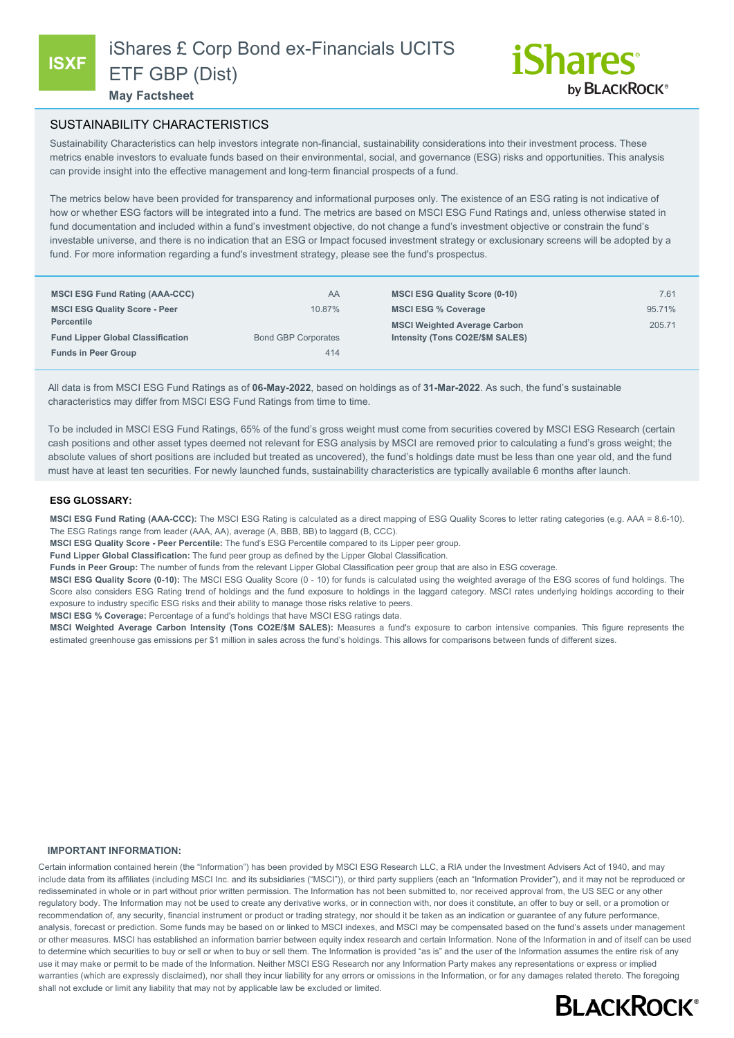# SUSTAINABILITY CHARACTERISTICS

Sustainability Characteristics can help investors integrate non-financial, sustainability considerations into their investment process. These metrics enable investors to evaluate funds based on their environmental, social, and governance (ESG) risks and opportunities. This analysis can provide insight into the effective management and long-term financial prospects of a fund.

The metrics below have been provided for transparency and informational purposes only. The existence of an ESG rating is not indicative of how or whether ESG factors will be integrated into a fund. The metrics are based on MSCI ESG Fund Ratings and, unless otherwise stated in fund documentation and included within a fund's investment objective, do not change a fund's investment objective or constrain the fund's investable universe, and there is no indication that an ESG or Impact focused investment strategy or exclusionary screens will be adopted by a fund. For more information regarding a fund's investment strategy, please see the fund's prospectus.

| | | | |
|---|---|---|---|
| **MSCI ESG Fund Rating (AAA-CCC)** | AA | **MSCI ESG Quality Score (0-10)** | 7.61 |
| **MSCI ESG Quality Score - Peer Percentile** | 10.87% | **MSCI ESG % Coverage** | 95.71% |
| **Fund Lipper Global Classification** | Bond GBP Corporates | **MSCI Weighted Average Carbon Intensity (Tons CO2E/$M SALES)** | 205.71 |
| **Funds in Peer Group** | 414 | | |

All data is from MSCI ESG Fund Ratings as of **06-May-2022**, based on holdings as of **31-Mar-2022**. As such, the fund's sustainable characteristics may differ from MSCI ESG Fund Ratings from time to time.

To be included in MSCI ESG Fund Ratings, 65% of the fund's gross weight must come from securities covered by MSCI ESG Research (certain cash positions and other asset types deemed not relevant for ESG analysis by MSCI are removed prior to calculating a fund's gross weight; the absolute values of short positions are included but treated as uncovered), the fund's holdings date must be less than one year old, and the fund must have at least ten securities. For newly launched funds, sustainability characteristics are typically available 6 months after launch.

### ESG GLOSSARY:

**MSCI ESG Fund Rating (AAA-CCC):** The MSCI ESG Rating is calculated as a direct mapping of ESG Quality Scores to letter rating categories (e.g. AAA = 8.6-10). The ESG Ratings range from leader (AAA, AA), average (A, BBB, BB) to laggard (B, CCC).

**MSCI ESG Quality Score - Peer Percentile:** The fund's ESG Percentile compared to its Lipper peer group.

**Fund Lipper Global Classification:** The fund peer group as defined by the Lipper Global Classification.

**Funds in Peer Group:** The number of funds from the relevant Lipper Global Classification peer group that are also in ESG coverage.

**MSCI ESG Quality Score (0-10):** The MSCI ESG Quality Score (0 - 10) for funds is calculated using the weighted average of the ESG scores of fund holdings. The Score also considers ESG Rating trend of holdings and the fund exposure to holdings in the laggard category. MSCI rates underlying holdings according to their exposure to industry specific ESG risks and their ability to manage those risks relative to peers.

**MSCI ESG % Coverage:** Percentage of a fund's holdings that have MSCI ESG ratings data.

**MSCI Weighted Average Carbon Intensity (Tons CO2E/$M SALES):** Measures a fund's exposure to carbon intensive companies. This figure represents the estimated greenhouse gas emissions per $1 million in sales across the fund's holdings. This allows for comparisons between funds of different sizes.

### IMPORTANT INFORMATION:

Certain information contained herein (the "Information") has been provided by MSCI ESG Research LLC, a RIA under the Investment Advisers Act of 1940, and may include data from its affiliates (including MSCI Inc. and its subsidiaries ("MSCI")), or third party suppliers (each an "Information Provider"), and it may not be reproduced or redisseminated in whole or in part without prior written permission. The Information has not been submitted to, nor received approval from, the US SEC or any other regulatory body. The Information may not be used to create any derivative works, or in connection with, nor does it constitute, an offer to buy or sell, or a promotion or recommendation of, any security, financial instrument or product or trading strategy, nor should it be taken as an indication or guarantee of any future performance, analysis, forecast or prediction. Some funds may be based on or linked to MSCI indexes, and MSCI may be compensated based on the fund's assets under management or other measures. MSCI has established an information barrier between equity index research and certain Information. None of the Information in and of itself can be used to determine which securities to buy or sell or when to buy or sell them. The Information is provided "as is" and the user of the Information assumes the entire risk of any use it may make or permit to be made of the Information. Neither MSCI ESG Research nor any Information Party makes any representations or express or implied warranties (which are expressly disclaimed), nor shall they incur liability for any errors or omissions in the Information, or for any damages related thereto. The foregoing shall not exclude or limit any liability that may not by applicable law be excluded or limited.